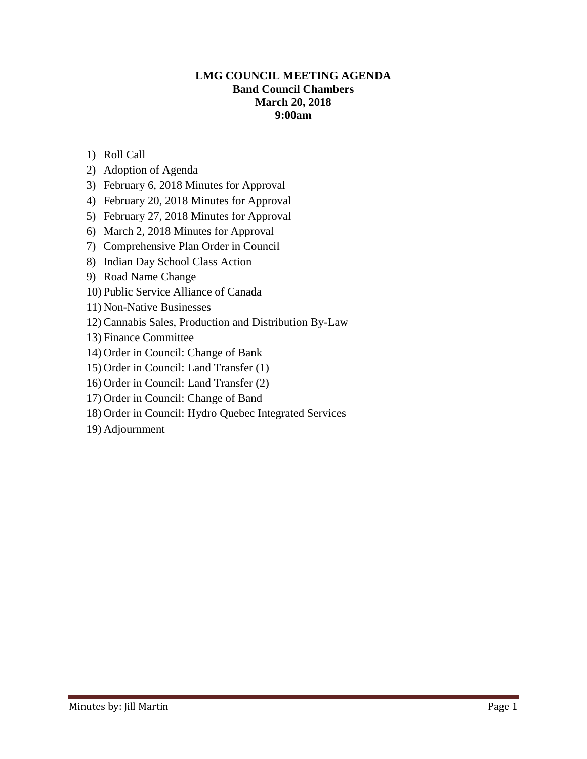**LMG COUNCIL MEETING AGENDA**
**Band Council Chambers**
**March 20, 2018**
**9:00am**

1) Roll Call
2) Adoption of Agenda
3) February 6, 2018 Minutes for Approval
4) February 20, 2018 Minutes for Approval
5) February 27, 2018 Minutes for Approval
6) March 2, 2018 Minutes for Approval
7) Comprehensive Plan Order in Council
8) Indian Day School Class Action
9) Road Name Change
10) Public Service Alliance of Canada
11) Non-Native Businesses
12) Cannabis Sales, Production and Distribution By-Law
13) Finance Committee
14) Order in Council: Change of Bank
15) Order in Council: Land Transfer (1)
16) Order in Council: Land Transfer (2)
17) Order in Council: Change of Band
18) Order in Council: Hydro Quebec Integrated Services
19) Adjournment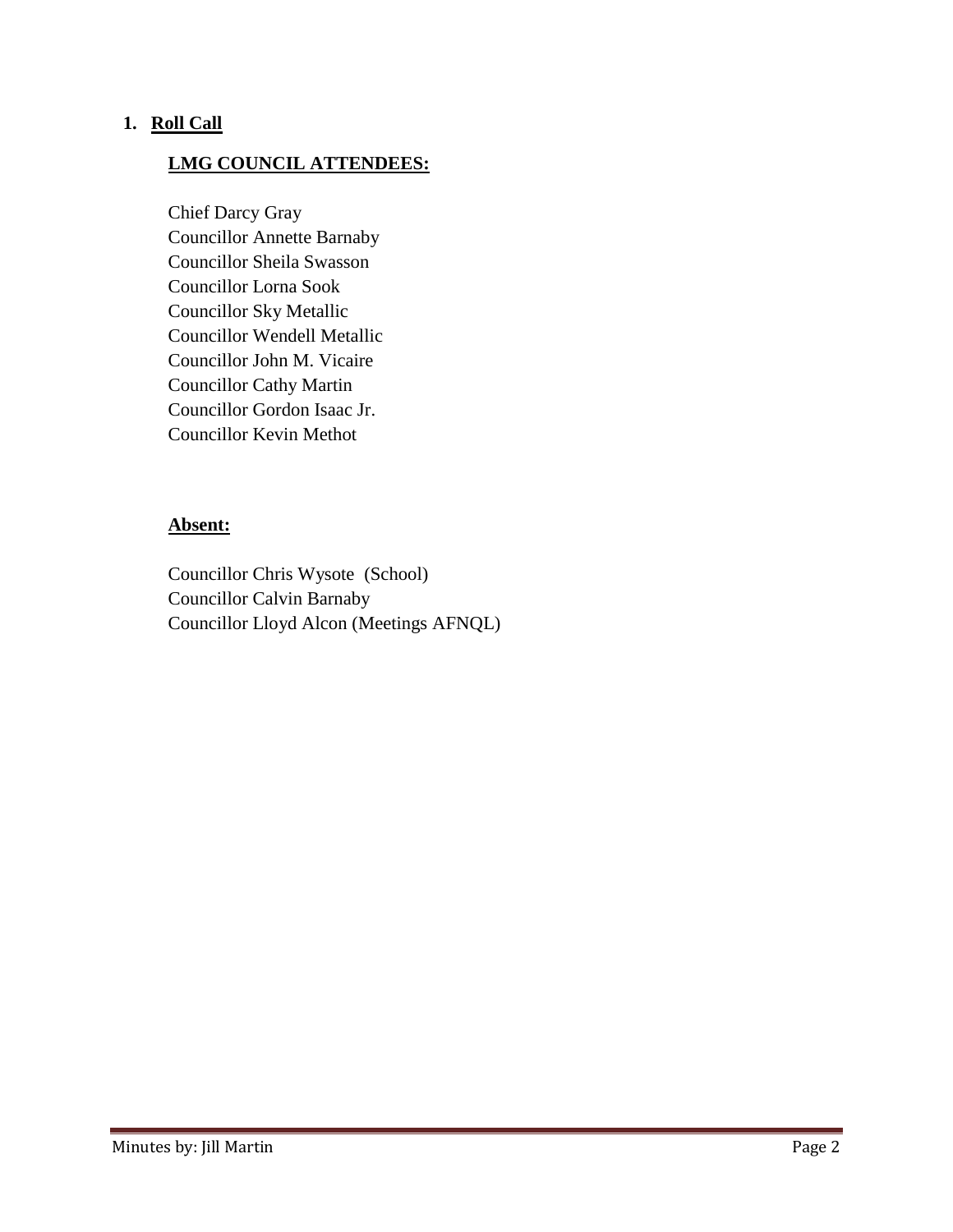## 1. Roll Call

**LMG COUNCIL ATTENDEES:**

Chief Darcy Gray
Councillor Annette Barnaby
Councillor Sheila Swasson
Councillor Lorna Sook
Councillor Sky Metallic
Councillor Wendell Metallic
Councillor John M. Vicaire
Councillor Cathy Martin
Councillor Gordon Isaac Jr.
Councillor Kevin Methot

**Absent:**

Councillor Chris Wysote (School)
Councillor Calvin Barnaby
Councillor Lloyd Alcon (Meetings AFNQL)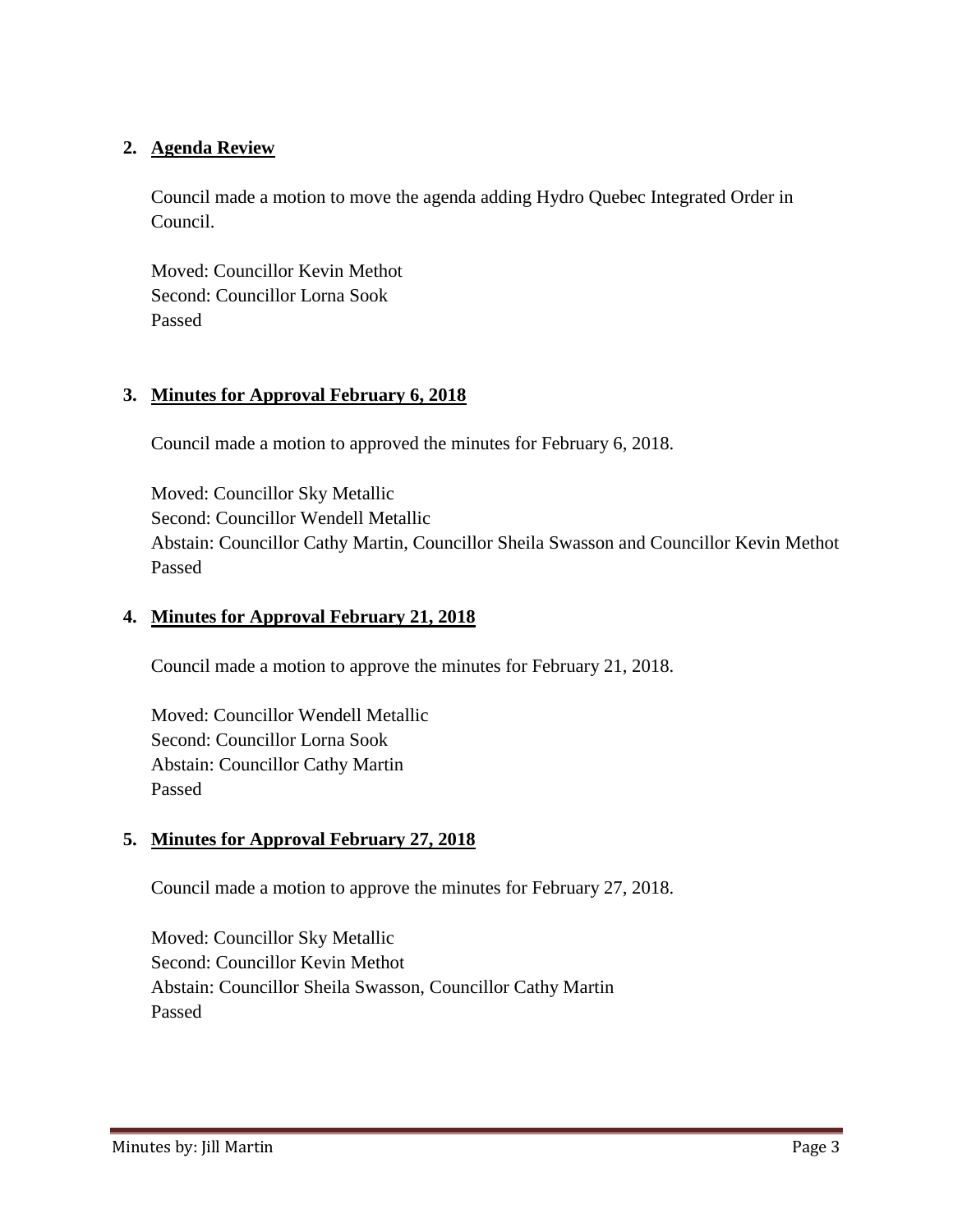2. **Agenda Review**

   Council made a motion to move the agenda adding Hydro Quebec Integrated Order in Council.

   Moved: Councillor Kevin Methot
   Second: Councillor Lorna Sook
   Passed

3. **Minutes for Approval February 6, 2018**

   Council made a motion to approved the minutes for February 6, 2018.

   Moved: Councillor Sky Metallic
   Second: Councillor Wendell Metallic
   Abstain: Councillor Cathy Martin, Councillor Sheila Swasson and Councillor Kevin Methot
   Passed

4. **Minutes for Approval February 21, 2018**

   Council made a motion to approve the minutes for February 21, 2018.

   Moved: Councillor Wendell Metallic
   Second: Councillor Lorna Sook
   Abstain: Councillor Cathy Martin
   Passed

5. **Minutes for Approval February 27, 2018**

   Council made a motion to approve the minutes for February 27, 2018.

   Moved: Councillor Sky Metallic
   Second: Councillor Kevin Methot
   Abstain: Councillor Sheila Swasson, Councillor Cathy Martin
   Passed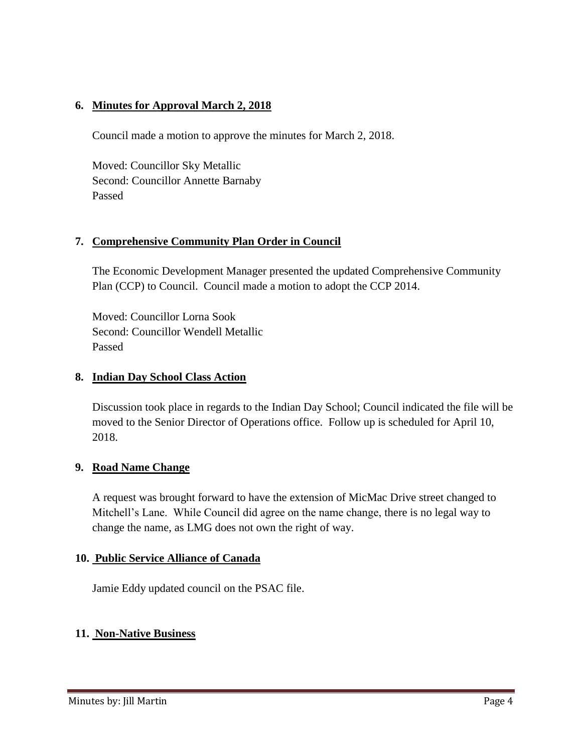## 6. Minutes for Approval March 2, 2018

Council made a motion to approve the minutes for March 2, 2018.

Moved: Councillor Sky Metallic
Second: Councillor Annette Barnaby
Passed

## 7. Comprehensive Community Plan Order in Council

The Economic Development Manager presented the updated Comprehensive Community Plan (CCP) to Council. Council made a motion to adopt the CCP 2014.

Moved: Councillor Lorna Sook
Second: Councillor Wendell Metallic
Passed

## 8. Indian Day School Class Action

Discussion took place in regards to the Indian Day School; Council indicated the file will be moved to the Senior Director of Operations office. Follow up is scheduled for April 10, 2018.

## 9. Road Name Change

A request was brought forward to have the extension of MicMac Drive street changed to Mitchell's Lane. While Council did agree on the name change, there is no legal way to change the name, as LMG does not own the right of way.

## 10. Public Service Alliance of Canada

Jamie Eddy updated council on the PSAC file.

## 11. Non-Native Business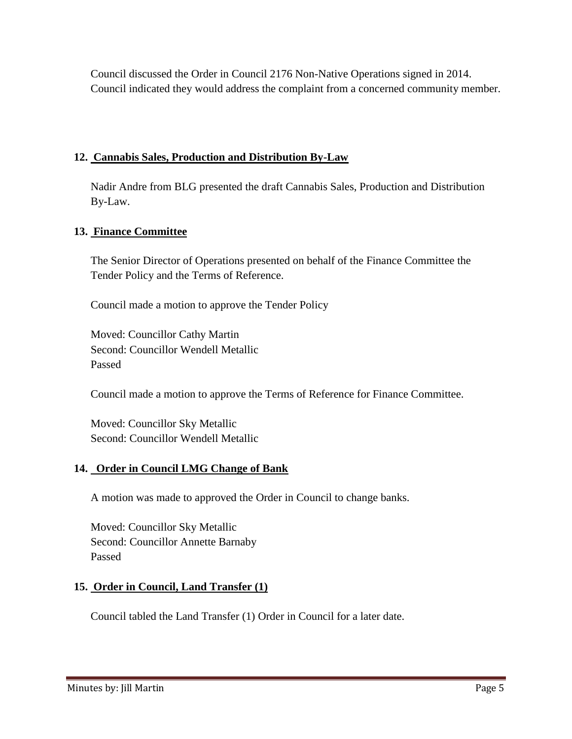Council discussed the Order in Council 2176 Non-Native Operations signed in 2014. Council indicated they would address the complaint from a concerned community member.

## 12. Cannabis Sales, Production and Distribution By-Law

Nadir Andre from BLG presented the draft Cannabis Sales, Production and Distribution By-Law.

## 13. Finance Committee

The Senior Director of Operations presented on behalf of the Finance Committee the Tender Policy and the Terms of Reference.

Council made a motion to approve the Tender Policy

Moved: Councillor Cathy Martin
Second: Councillor Wendell Metallic
Passed

Council made a motion to approve the Terms of Reference for Finance Committee.

Moved: Councillor Sky Metallic
Second: Councillor Wendell Metallic

## 14. Order in Council LMG Change of Bank

A motion was made to approved the Order in Council to change banks.

Moved: Councillor Sky Metallic
Second: Councillor Annette Barnaby
Passed

## 15. Order in Council, Land Transfer (1)

Council tabled the Land Transfer (1) Order in Council for a later date.

Minutes by: Jill Martin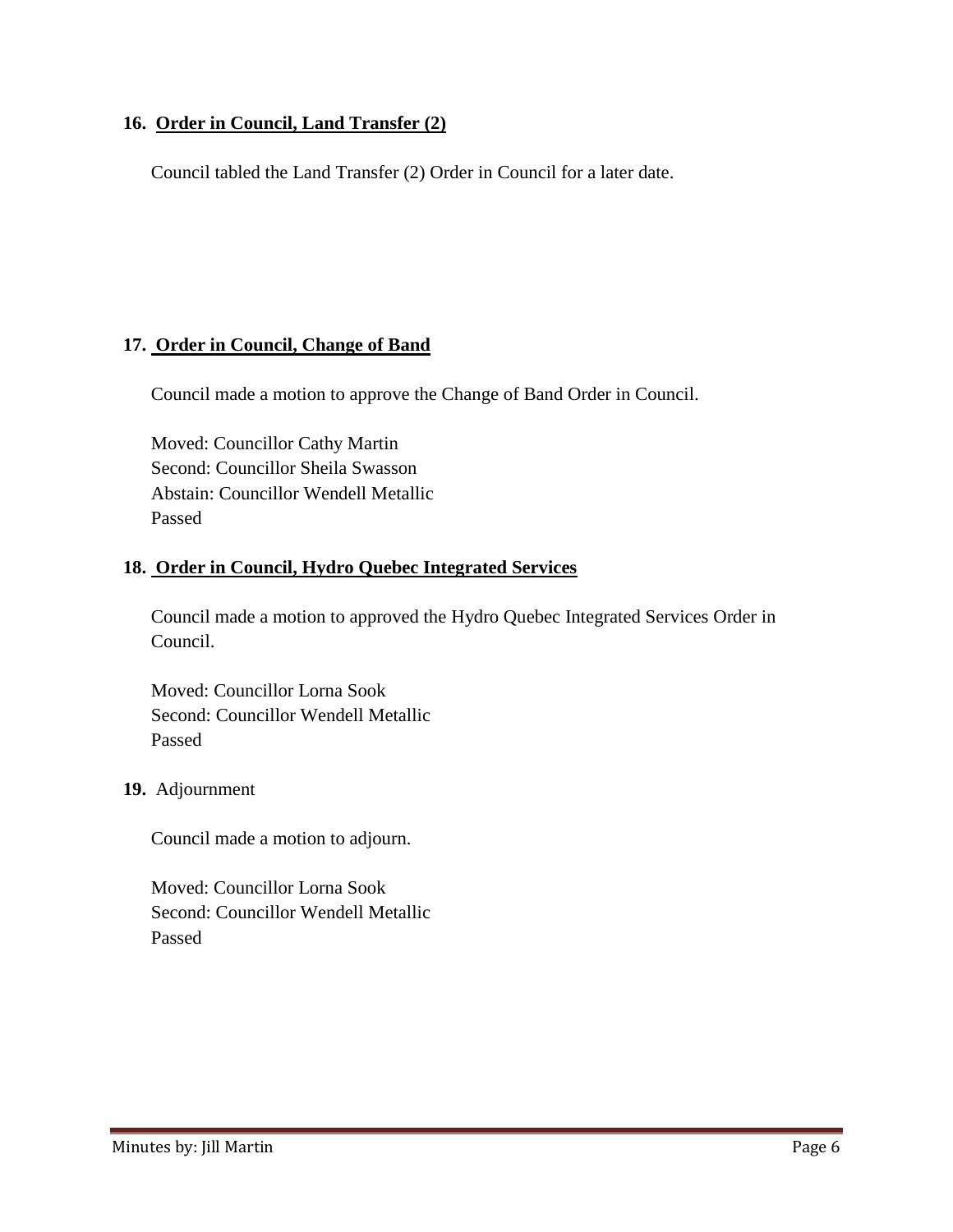**16. Order in Council, Land Transfer (2)**

Council tabled the Land Transfer (2) Order in Council for a later date.

**17. Order in Council, Change of Band**

Council made a motion to approve the Change of Band Order in Council.

Moved: Councillor Cathy Martin
Second: Councillor Sheila Swasson
Abstain: Councillor Wendell Metallic
Passed

**18. Order in Council, Hydro Quebec Integrated Services**

Council made a motion to approved the Hydro Quebec Integrated Services Order in Council.

Moved: Councillor Lorna Sook
Second: Councillor Wendell Metallic
Passed

**19.** Adjournment

Council made a motion to adjourn.

Moved: Councillor Lorna Sook
Second: Councillor Wendell Metallic
Passed